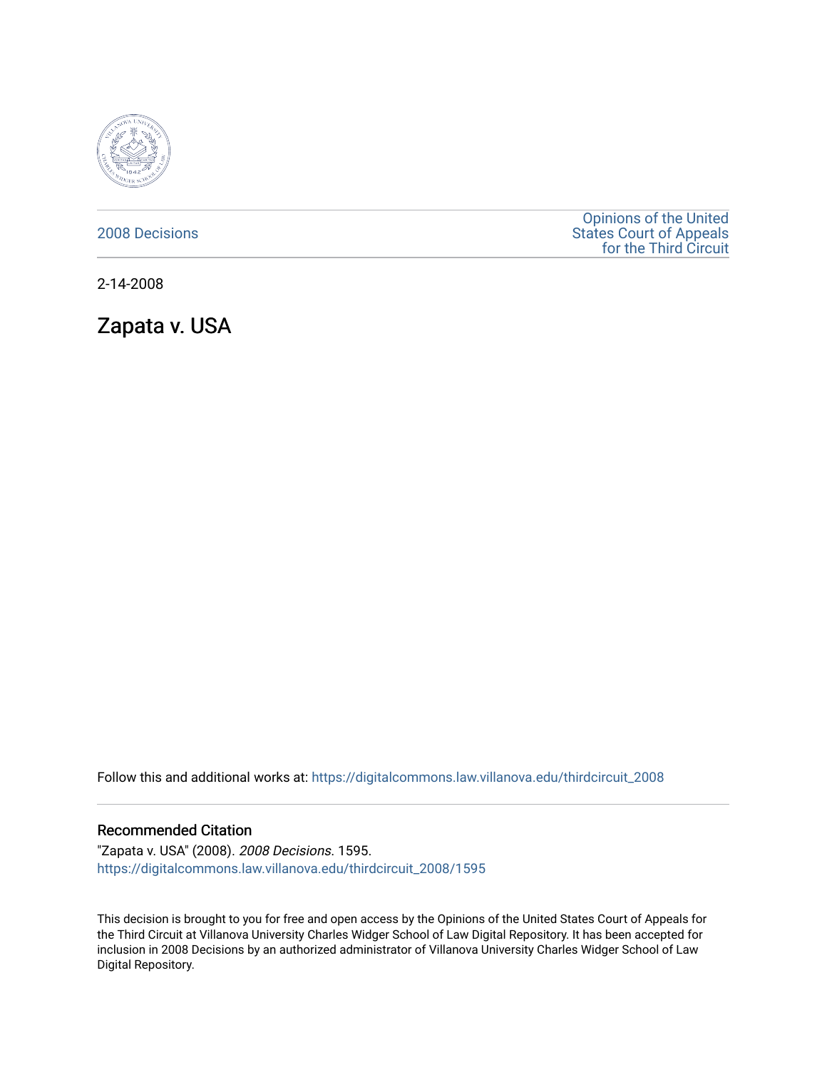2008 Decisions

Opinions of the United States Court of Appeals for the Third Circuit

2-14-2008

# Zapata v. USA

Follow this and additional works at: https://digitalcommons.law.villanova.edu/thirdcircuit_2008

## Recommended Citation

"Zapata v. USA" (2008). *2008 Decisions*. 1595.
https://digitalcommons.law.villanova.edu/thirdcircuit_2008/1595

This decision is brought to you for free and open access by the Opinions of the United States Court of Appeals for the Third Circuit at Villanova University Charles Widger School of Law Digital Repository. It has been accepted for inclusion in 2008 Decisions by an authorized administrator of Villanova University Charles Widger School of Law Digital Repository.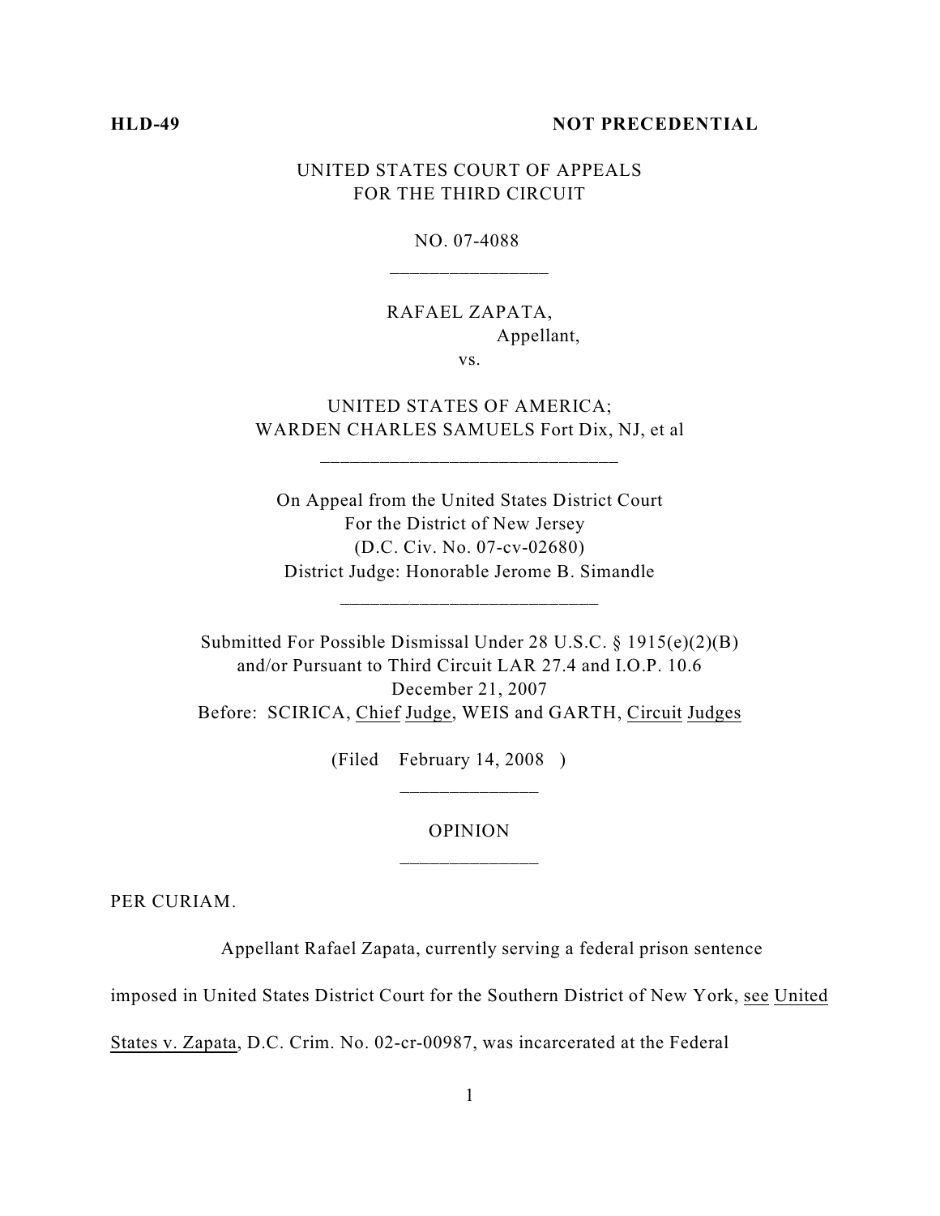**HLD-49** **NOT PRECEDENTIAL**

UNITED STATES COURT OF APPEALS
FOR THE THIRD CIRCUIT

NO. 07-4088

---

RAFAEL ZAPATA,
Appellant,

vs.

UNITED STATES OF AMERICA;
WARDEN CHARLES SAMUELS Fort Dix, NJ, et al

---

On Appeal from the United States District Court
For the District of New Jersey
(D.C. Civ. No. 07-cv-02680)
District Judge: Honorable Jerome B. Simandle

---

Submitted For Possible Dismissal Under 28 U.S.C. § 1915(e)(2)(B)
and/or Pursuant to Third Circuit LAR 27.4 and I.O.P. 10.6
December 21, 2007
Before: SCIRICA, Chief Judge, WEIS and GARTH, Circuit Judges

(Filed February 14, 2008 )

---

OPINION

---

PER CURIAM.

Appellant Rafael Zapata, currently serving a federal prison sentence imposed in United States District Court for the Southern District of New York, see United States v. Zapata, D.C. Crim. No. 02-cr-00987, was incarcerated at the Federal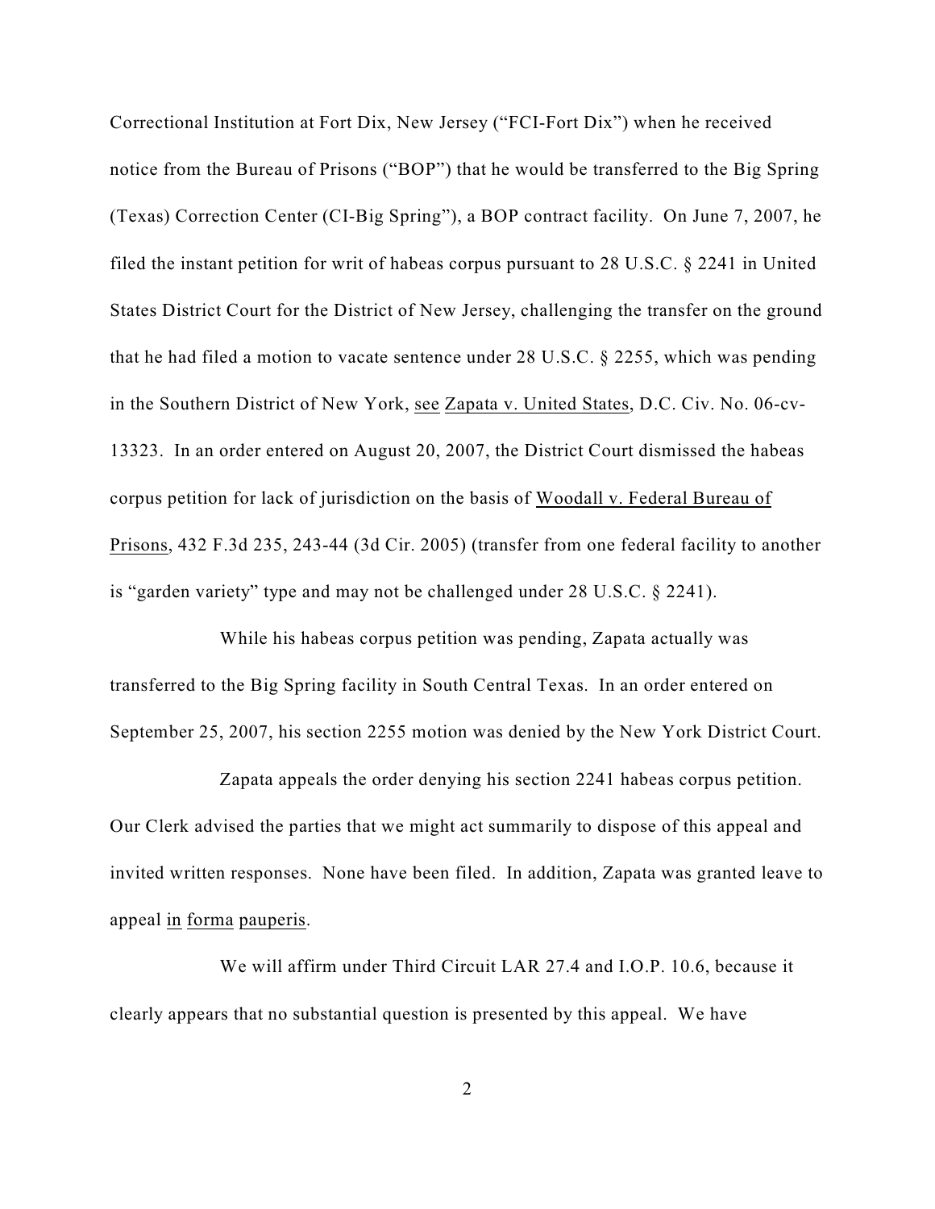Correctional Institution at Fort Dix, New Jersey ("FCI-Fort Dix") when he received notice from the Bureau of Prisons ("BOP") that he would be transferred to the Big Spring (Texas) Correction Center (CI-Big Spring"), a BOP contract facility. On June 7, 2007, he filed the instant petition for writ of habeas corpus pursuant to 28 U.S.C. § 2241 in United States District Court for the District of New Jersey, challenging the transfer on the ground that he had filed a motion to vacate sentence under 28 U.S.C. § 2255, which was pending in the Southern District of New York, see Zapata v. United States, D.C. Civ. No. 06-cv-13323. In an order entered on August 20, 2007, the District Court dismissed the habeas corpus petition for lack of jurisdiction on the basis of Woodall v. Federal Bureau of Prisons, 432 F.3d 235, 243-44 (3d Cir. 2005) (transfer from one federal facility to another is "garden variety" type and may not be challenged under 28 U.S.C. § 2241).

While his habeas corpus petition was pending, Zapata actually was transferred to the Big Spring facility in South Central Texas. In an order entered on September 25, 2007, his section 2255 motion was denied by the New York District Court.

Zapata appeals the order denying his section 2241 habeas corpus petition. Our Clerk advised the parties that we might act summarily to dispose of this appeal and invited written responses. None have been filed. In addition, Zapata was granted leave to appeal in forma pauperis.

We will affirm under Third Circuit LAR 27.4 and I.O.P. 10.6, because it clearly appears that no substantial question is presented by this appeal. We have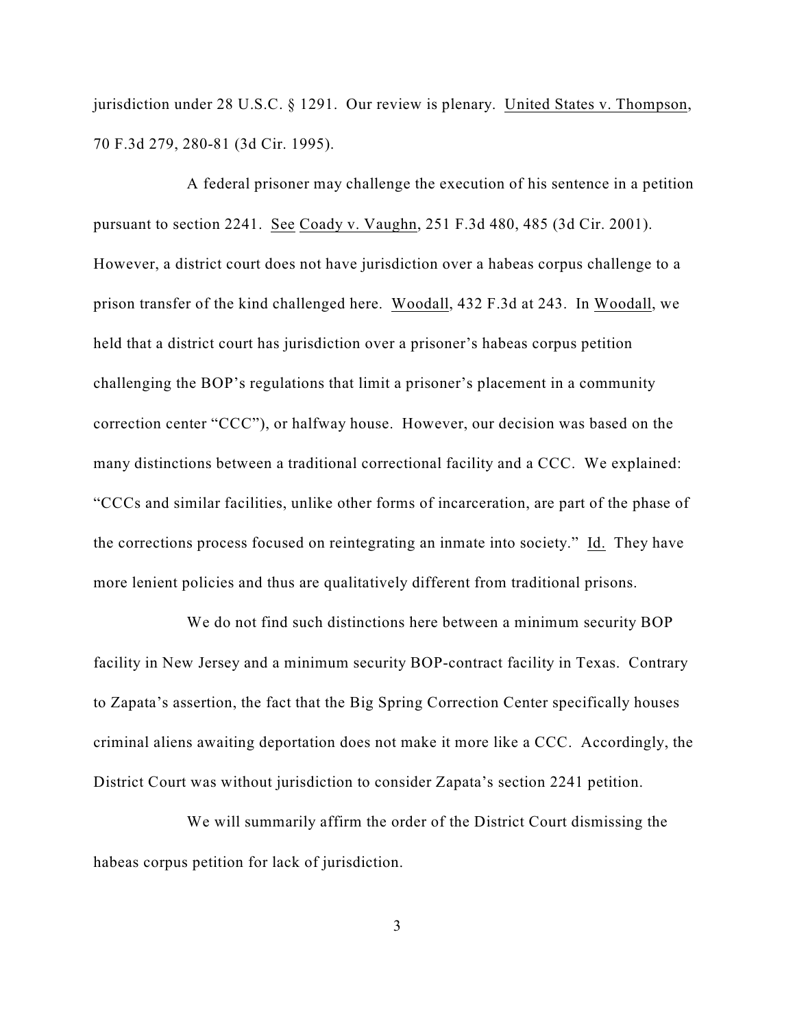jurisdiction under 28 U.S.C. § 1291. Our review is plenary. United States v. Thompson, 70 F.3d 279, 280-81 (3d Cir. 1995).

A federal prisoner may challenge the execution of his sentence in a petition pursuant to section 2241. See Coady v. Vaughn, 251 F.3d 480, 485 (3d Cir. 2001). However, a district court does not have jurisdiction over a habeas corpus challenge to a prison transfer of the kind challenged here. Woodall, 432 F.3d at 243. In Woodall, we held that a district court has jurisdiction over a prisoner's habeas corpus petition challenging the BOP's regulations that limit a prisoner's placement in a community correction center "CCC"), or halfway house. However, our decision was based on the many distinctions between a traditional correctional facility and a CCC. We explained: "CCCs and similar facilities, unlike other forms of incarceration, are part of the phase of the corrections process focused on reintegrating an inmate into society." Id. They have more lenient policies and thus are qualitatively different from traditional prisons.

We do not find such distinctions here between a minimum security BOP facility in New Jersey and a minimum security BOP-contract facility in Texas. Contrary to Zapata's assertion, the fact that the Big Spring Correction Center specifically houses criminal aliens awaiting deportation does not make it more like a CCC. Accordingly, the District Court was without jurisdiction to consider Zapata's section 2241 petition.

We will summarily affirm the order of the District Court dismissing the habeas corpus petition for lack of jurisdiction.